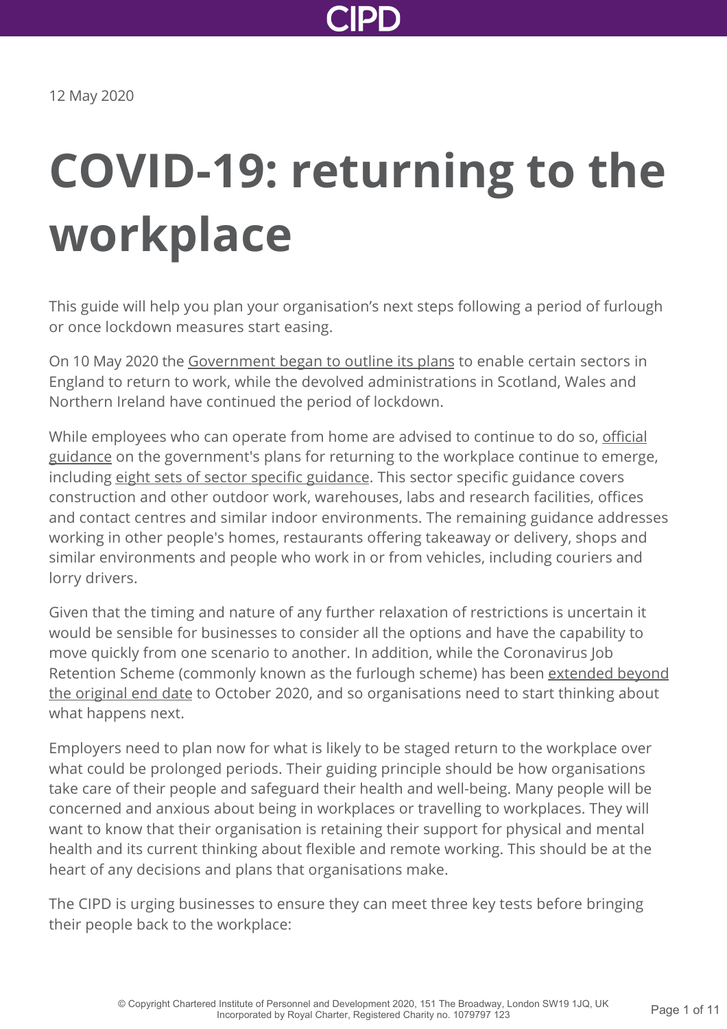12 May 2020

# COVID-19: returning to the workplace

This guide will help you plan your organisation's next steps following a period of furlough or once lockdown measures start easing.

On 10 May 2020 the Government began to outline its plans to enable certain sectors in England to return to work, while the devolved administrations in Scotland, Wales and Northern Ireland have continued the period of lockdown.

While employees who can operate from home are advised to continue to do so, official guidance on the government's plans for returning to the workplace continue to emerge, including eight sets of sector specific guidance. This sector specific guidance covers construction and other outdoor work, warehouses, labs and research facilities, offices and contact centres and similar indoor environments. The remaining guidance addresses working in other people's homes, restaurants offering takeaway or delivery, shops and similar environments and people who work in or from vehicles, including couriers and lorry drivers.

Given that the timing and nature of any further relaxation of restrictions is uncertain it would be sensible for businesses to consider all the options and have the capability to move quickly from one scenario to another. In addition, while the Coronavirus Job Retention Scheme (commonly known as the furlough scheme) has been extended beyond the original end date to October 2020, and so organisations need to start thinking about what happens next.

Employers need to plan now for what is likely to be staged return to the workplace over what could be prolonged periods. Their guiding principle should be how organisations take care of their people and safeguard their health and well-being. Many people will be concerned and anxious about being in workplaces or travelling to workplaces. They will want to know that their organisation is retaining their support for physical and mental health and its current thinking about flexible and remote working. This should be at the heart of any decisions and plans that organisations make.

The CIPD is urging businesses to ensure they can meet three key tests before bringing their people back to the workplace: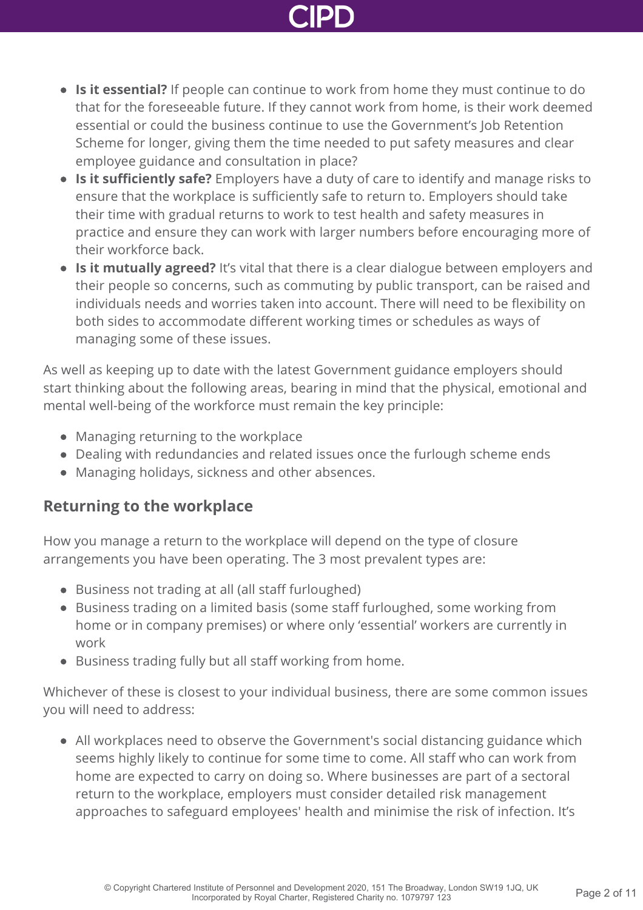- **Is it essential?** If people can continue to work from home they must continue to do that for the foreseeable future. If they cannot work from home, is their work deemed essential or could the business continue to use the Government's Job Retention Scheme for longer, giving them the time needed to put safety measures and clear employee guidance and consultation in place?
- **Is it sufficiently safe?** Employers have a duty of care to identify and manage risks to ensure that the workplace is sufficiently safe to return to. Employers should take their time with gradual returns to work to test health and safety measures in practice and ensure they can work with larger numbers before encouraging more of their workforce back.
- **Is it mutually agreed?** It's vital that there is a clear dialogue between employers and their people so concerns, such as commuting by public transport, can be raised and individuals needs and worries taken into account. There will need to be flexibility on both sides to accommodate different working times or schedules as ways of managing some of these issues.

As well as keeping up to date with the latest Government guidance employers should start thinking about the following areas, bearing in mind that the physical, emotional and mental well-being of the workforce must remain the key principle:

- Managing returning to the workplace
- Dealing with redundancies and related issues once the furlough scheme ends
- Managing holidays, sickness and other absences.

## Returning to the workplace

How you manage a return to the workplace will depend on the type of closure arrangements you have been operating. The 3 most prevalent types are:

- Business not trading at all (all staff furloughed)
- Business trading on a limited basis (some staff furloughed, some working from home or in company premises) or where only 'essential' workers are currently in work
- Business trading fully but all staff working from home.

Whichever of these is closest to your individual business, there are some common issues you will need to address:

- All workplaces need to observe the Government's social distancing guidance which seems highly likely to continue for some time to come. All staff who can work from home are expected to carry on doing so. Where businesses are part of a sectoral return to the workplace, employers must consider detailed risk management approaches to safeguard employees' health and minimise the risk of infection. It's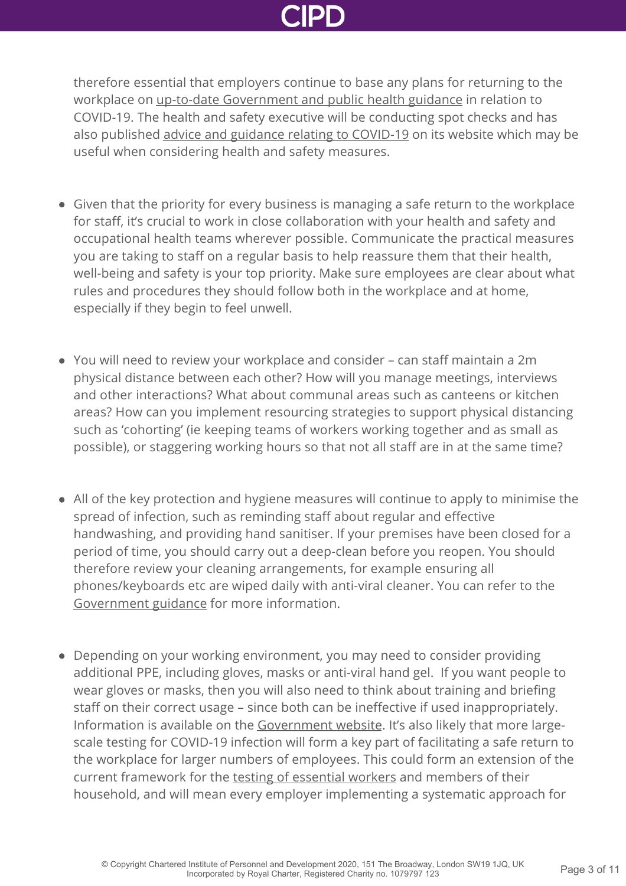therefore essential that employers continue to base any plans for returning to the workplace on up-to-date Government and public health guidance in relation to COVID-19. The health and safety executive will be conducting spot checks and has also published advice and guidance relating to COVID-19 on its website which may be useful when considering health and safety measures.

- Given that the priority for every business is managing a safe return to the workplace for staff, it's crucial to work in close collaboration with your health and safety and occupational health teams wherever possible. Communicate the practical measures you are taking to staff on a regular basis to help reassure them that their health, well-being and safety is your top priority. Make sure employees are clear about what rules and procedures they should follow both in the workplace and at home, especially if they begin to feel unwell.

- You will need to review your workplace and consider – can staff maintain a 2m physical distance between each other? How will you manage meetings, interviews and other interactions? What about communal areas such as canteens or kitchen areas? How can you implement resourcing strategies to support physical distancing such as 'cohorting' (ie keeping teams of workers working together and as small as possible), or staggering working hours so that not all staff are in at the same time?

- All of the key protection and hygiene measures will continue to apply to minimise the spread of infection, such as reminding staff about regular and effective handwashing, and providing hand sanitiser. If your premises have been closed for a period of time, you should carry out a deep-clean before you reopen. You should therefore review your cleaning arrangements, for example ensuring all phones/keyboards etc are wiped daily with anti-viral cleaner. You can refer to the Government guidance for more information.

- Depending on your working environment, you may need to consider providing additional PPE, including gloves, masks or anti-viral hand gel. If you want people to wear gloves or masks, then you will also need to think about training and briefing staff on their correct usage – since both can be ineffective if used inappropriately. Information is available on the Government website. It's also likely that more large-scale testing for COVID-19 infection will form a key part of facilitating a safe return to the workplace for larger numbers of employees. This could form an extension of the current framework for the testing of essential workers and members of their household, and will mean every employer implementing a systematic approach for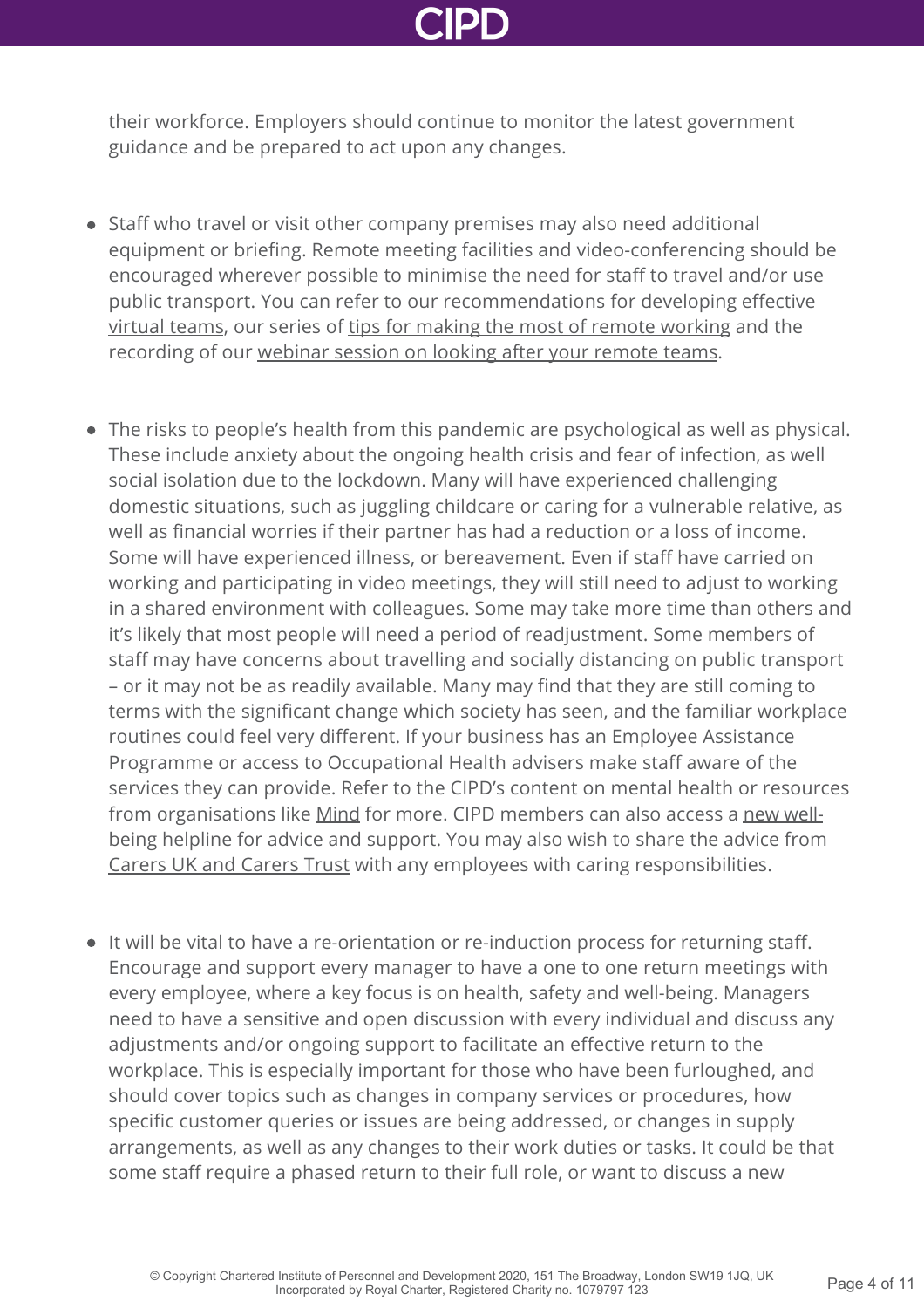their workforce. Employers should continue to monitor the latest government guidance and be prepared to act upon any changes.

- Staff who travel or visit other company premises may also need additional equipment or briefing. Remote meeting facilities and video-conferencing should be encouraged wherever possible to minimise the need for staff to travel and/or use public transport. You can refer to our recommendations for developing effective virtual teams, our series of tips for making the most of remote working and the recording of our webinar session on looking after your remote teams.

- The risks to people's health from this pandemic are psychological as well as physical. These include anxiety about the ongoing health crisis and fear of infection, as well social isolation due to the lockdown. Many will have experienced challenging domestic situations, such as juggling childcare or caring for a vulnerable relative, as well as financial worries if their partner has had a reduction or a loss of income. Some will have experienced illness, or bereavement. Even if staff have carried on working and participating in video meetings, they will still need to adjust to working in a shared environment with colleagues. Some may take more time than others and it's likely that most people will need a period of readjustment. Some members of staff may have concerns about travelling and socially distancing on public transport – or it may not be as readily available. Many may find that they are still coming to terms with the significant change which society has seen, and the familiar workplace routines could feel very different. If your business has an Employee Assistance Programme or access to Occupational Health advisers make staff aware of the services they can provide. Refer to the CIPD's content on mental health or resources from organisations like Mind for more. CIPD members can also access a new well-being helpline for advice and support. You may also wish to share the advice from Carers UK and Carers Trust with any employees with caring responsibilities.

- It will be vital to have a re-orientation or re-induction process for returning staff. Encourage and support every manager to have a one to one return meetings with every employee, where a key focus is on health, safety and well-being. Managers need to have a sensitive and open discussion with every individual and discuss any adjustments and/or ongoing support to facilitate an effective return to the workplace. This is especially important for those who have been furloughed, and should cover topics such as changes in company services or procedures, how specific customer queries or issues are being addressed, or changes in supply arrangements, as well as any changes to their work duties or tasks. It could be that some staff require a phased return to their full role, or want to discuss a new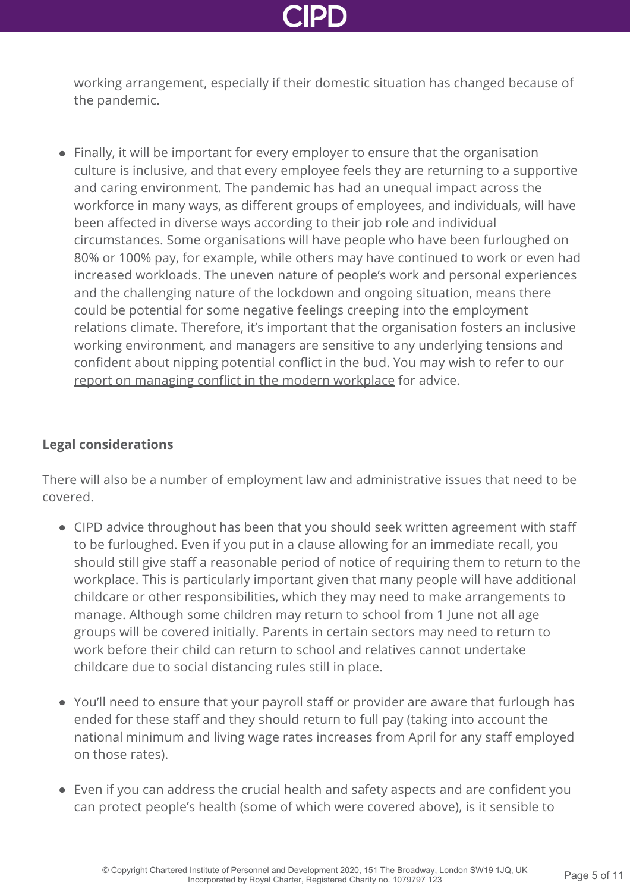working arrangement, especially if their domestic situation has changed because of the pandemic.

- Finally, it will be important for every employer to ensure that the organisation culture is inclusive, and that every employee feels they are returning to a supportive and caring environment. The pandemic has had an unequal impact across the workforce in many ways, as different groups of employees, and individuals, will have been affected in diverse ways according to their job role and individual circumstances. Some organisations will have people who have been furloughed on 80% or 100% pay, for example, while others may have continued to work or even had increased workloads. The uneven nature of people's work and personal experiences and the challenging nature of the lockdown and ongoing situation, means there could be potential for some negative feelings creeping into the employment relations climate. Therefore, it's important that the organisation fosters an inclusive working environment, and managers are sensitive to any underlying tensions and confident about nipping potential conflict in the bud. You may wish to refer to our report on managing conflict in the modern workplace for advice.

**Legal considerations**

There will also be a number of employment law and administrative issues that need to be covered.

- CIPD advice throughout has been that you should seek written agreement with staff to be furloughed. Even if you put in a clause allowing for an immediate recall, you should still give staff a reasonable period of notice of requiring them to return to the workplace. This is particularly important given that many people will have additional childcare or other responsibilities, which they may need to make arrangements to manage. Although some children may return to school from 1 June not all age groups will be covered initially. Parents in certain sectors may need to return to work before their child can return to school and relatives cannot undertake childcare due to social distancing rules still in place.

- You'll need to ensure that your payroll staff or provider are aware that furlough has ended for these staff and they should return to full pay (taking into account the national minimum and living wage rates increases from April for any staff employed on those rates).

- Even if you can address the crucial health and safety aspects and are confident you can protect people's health (some of which were covered above), is it sensible to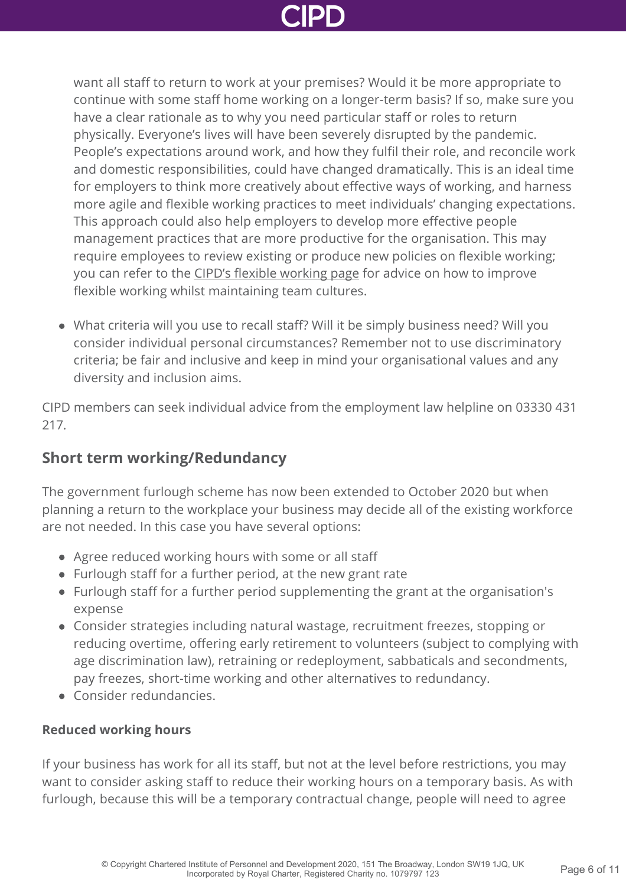want all staff to return to work at your premises? Would it be more appropriate to continue with some staff home working on a longer-term basis? If so, make sure you have a clear rationale as to why you need particular staff or roles to return physically. Everyone's lives will have been severely disrupted by the pandemic. People's expectations around work, and how they fulfil their role, and reconcile work and domestic responsibilities, could have changed dramatically. This is an ideal time for employers to think more creatively about effective ways of working, and harness more agile and flexible working practices to meet individuals' changing expectations. This approach could also help employers to develop more effective people management practices that are more productive for the organisation. This may require employees to review existing or produce new policies on flexible working; you can refer to the CIPD's flexible working page for advice on how to improve flexible working whilst maintaining team cultures.

- What criteria will you use to recall staff? Will it be simply business need? Will you consider individual personal circumstances? Remember not to use discriminatory criteria; be fair and inclusive and keep in mind your organisational values and any diversity and inclusion aims.

CIPD members can seek individual advice from the employment law helpline on 03330 431 217.

## Short term working/Redundancy

The government furlough scheme has now been extended to October 2020 but when planning a return to the workplace your business may decide all of the existing workforce are not needed. In this case you have several options:

- Agree reduced working hours with some or all staff
- Furlough staff for a further period, at the new grant rate
- Furlough staff for a further period supplementing the grant at the organisation's expense
- Consider strategies including natural wastage, recruitment freezes, stopping or reducing overtime, offering early retirement to volunteers (subject to complying with age discrimination law), retraining or redeployment, sabbaticals and secondments, pay freezes, short-time working and other alternatives to redundancy.
- Consider redundancies.

### Reduced working hours

If your business has work for all its staff, but not at the level before restrictions, you may want to consider asking staff to reduce their working hours on a temporary basis. As with furlough, because this will be a temporary contractual change, people will need to agree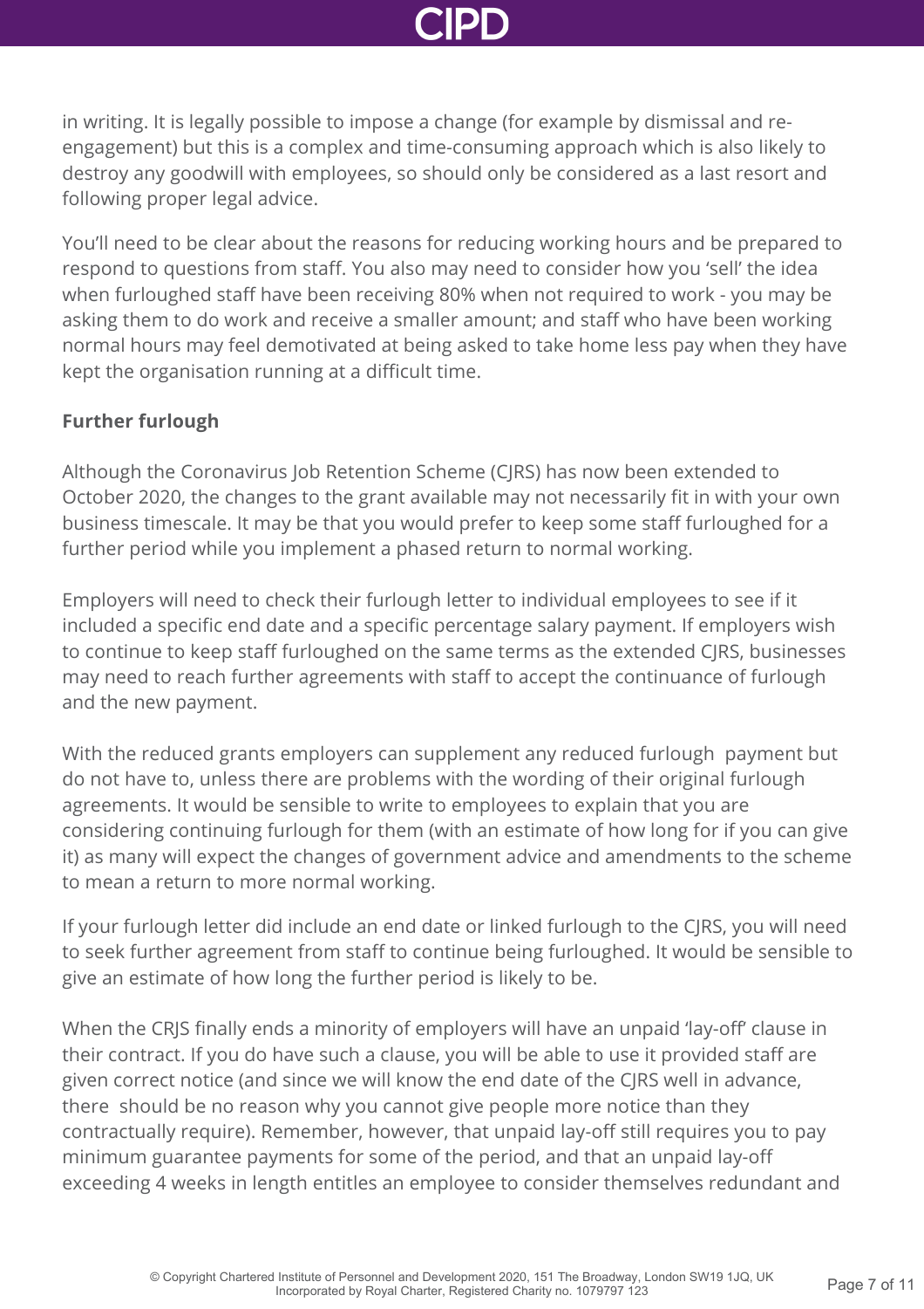in writing. It is legally possible to impose a change (for example by dismissal and re-engagement) but this is a complex and time-consuming approach which is also likely to destroy any goodwill with employees, so should only be considered as a last resort and following proper legal advice.

You'll need to be clear about the reasons for reducing working hours and be prepared to respond to questions from staff. You also may need to consider how you 'sell' the idea when furloughed staff have been receiving 80% when not required to work - you may be asking them to do work and receive a smaller amount; and staff who have been working normal hours may feel demotivated at being asked to take home less pay when they have kept the organisation running at a difficult time.

**Further furlough**

Although the Coronavirus Job Retention Scheme (CJRS) has now been extended to October 2020, the changes to the grant available may not necessarily fit in with your own business timescale. It may be that you would prefer to keep some staff furloughed for a further period while you implement a phased return to normal working.

Employers will need to check their furlough letter to individual employees to see if it included a specific end date and a specific percentage salary payment. If employers wish to continue to keep staff furloughed on the same terms as the extended CJRS, businesses may need to reach further agreements with staff to accept the continuance of furlough and the new payment.

With the reduced grants employers can supplement any reduced furlough payment but do not have to, unless there are problems with the wording of their original furlough agreements. It would be sensible to write to employees to explain that you are considering continuing furlough for them (with an estimate of how long for if you can give it) as many will expect the changes of government advice and amendments to the scheme to mean a return to more normal working.

If your furlough letter did include an end date or linked furlough to the CJRS, you will need to seek further agreement from staff to continue being furloughed. It would be sensible to give an estimate of how long the further period is likely to be.

When the CRJS finally ends a minority of employers will have an unpaid 'lay-off' clause in their contract. If you do have such a clause, you will be able to use it provided staff are given correct notice (and since we will know the end date of the CJRS well in advance, there should be no reason why you cannot give people more notice than they contractually require). Remember, however, that unpaid lay-off still requires you to pay minimum guarantee payments for some of the period, and that an unpaid lay-off exceeding 4 weeks in length entitles an employee to consider themselves redundant and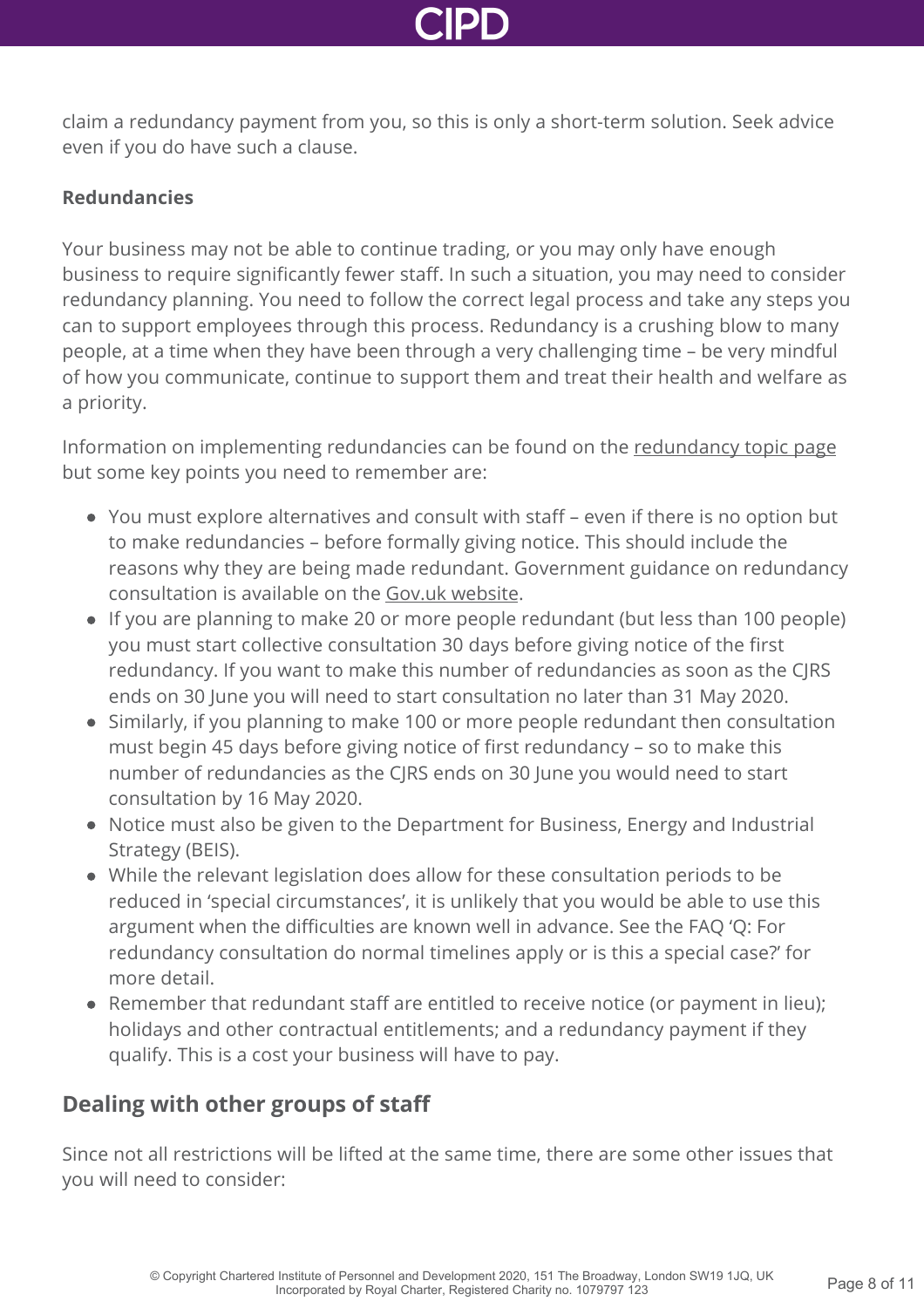claim a redundancy payment from you, so this is only a short-term solution. Seek advice even if you do have such a clause.

**Redundancies**

Your business may not be able to continue trading, or you may only have enough business to require significantly fewer staff. In such a situation, you may need to consider redundancy planning. You need to follow the correct legal process and take any steps you can to support employees through this process. Redundancy is a crushing blow to many people, at a time when they have been through a very challenging time – be very mindful of how you communicate, continue to support them and treat their health and welfare as a priority.

Information on implementing redundancies can be found on the redundancy topic page but some key points you need to remember are:

- You must explore alternatives and consult with staff – even if there is no option but to make redundancies – before formally giving notice. This should include the reasons why they are being made redundant. Government guidance on redundancy consultation is available on the Gov.uk website.
- If you are planning to make 20 or more people redundant (but less than 100 people) you must start collective consultation 30 days before giving notice of the first redundancy. If you want to make this number of redundancies as soon as the CJRS ends on 30 June you will need to start consultation no later than 31 May 2020.
- Similarly, if you planning to make 100 or more people redundant then consultation must begin 45 days before giving notice of first redundancy – so to make this number of redundancies as the CJRS ends on 30 June you would need to start consultation by 16 May 2020.
- Notice must also be given to the Department for Business, Energy and Industrial Strategy (BEIS).
- While the relevant legislation does allow for these consultation periods to be reduced in 'special circumstances', it is unlikely that you would be able to use this argument when the difficulties are known well in advance. See the FAQ 'Q: For redundancy consultation do normal timelines apply or is this a special case?' for more detail.
- Remember that redundant staff are entitled to receive notice (or payment in lieu); holidays and other contractual entitlements; and a redundancy payment if they qualify. This is a cost your business will have to pay.

## Dealing with other groups of staff

Since not all restrictions will be lifted at the same time, there are some other issues that you will need to consider: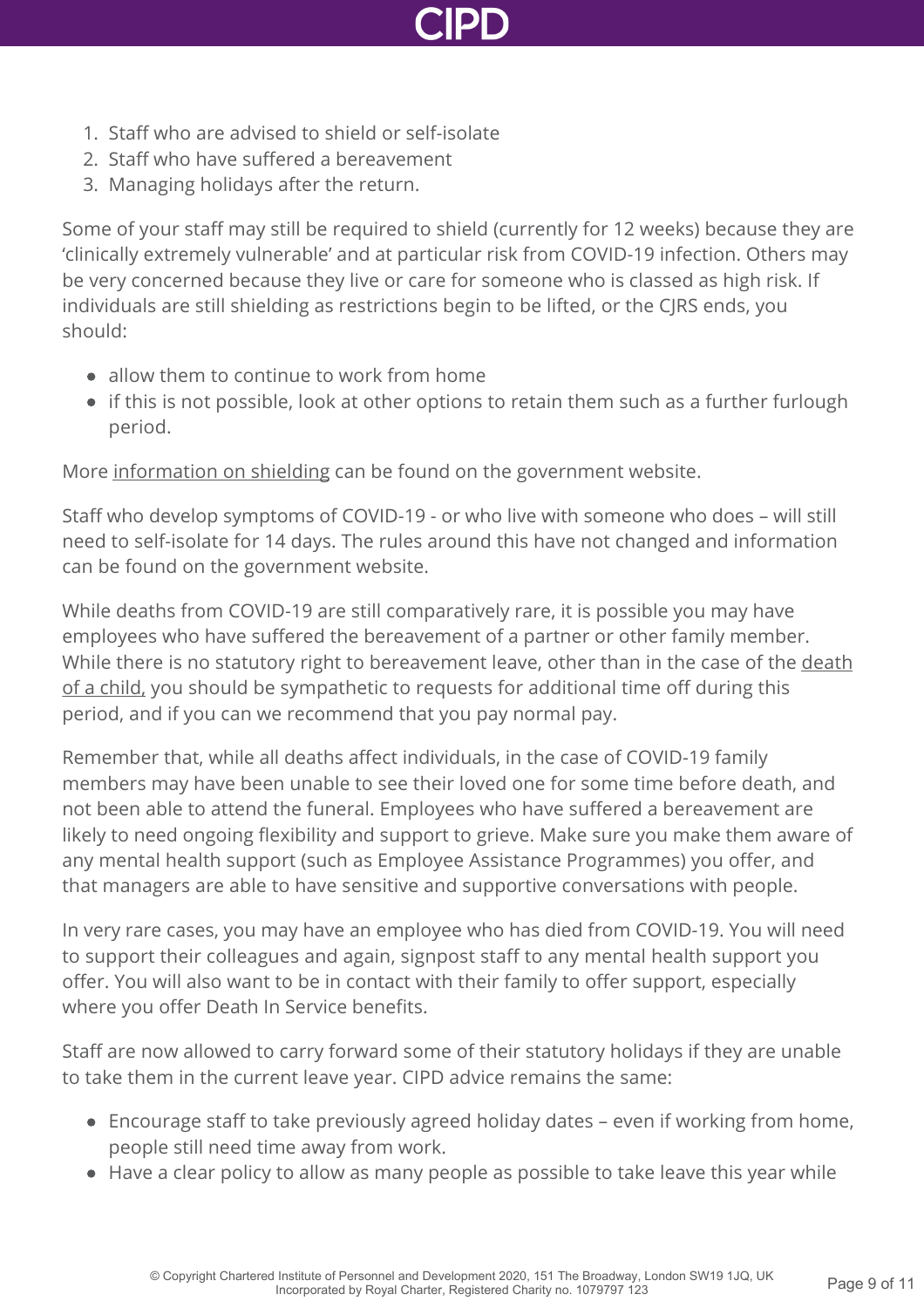1. Staff who are advised to shield or self-isolate
2. Staff who have suffered a bereavement
3. Managing holidays after the return.

Some of your staff may still be required to shield (currently for 12 weeks) because they are 'clinically extremely vulnerable' and at particular risk from COVID-19 infection. Others may be very concerned because they live or care for someone who is classed as high risk. If individuals are still shielding as restrictions begin to be lifted, or the CJRS ends, you should:

- allow them to continue to work from home
- if this is not possible, look at other options to retain them such as a further furlough period.

More information on shielding can be found on the government website.

Staff who develop symptoms of COVID-19 - or who live with someone who does – will still need to self-isolate for 14 days. The rules around this have not changed and information can be found on the government website.

While deaths from COVID-19 are still comparatively rare, it is possible you may have employees who have suffered the bereavement of a partner or other family member. While there is no statutory right to bereavement leave, other than in the case of the death of a child, you should be sympathetic to requests for additional time off during this period, and if you can we recommend that you pay normal pay.

Remember that, while all deaths affect individuals, in the case of COVID-19 family members may have been unable to see their loved one for some time before death, and not been able to attend the funeral. Employees who have suffered a bereavement are likely to need ongoing flexibility and support to grieve. Make sure you make them aware of any mental health support (such as Employee Assistance Programmes) you offer, and that managers are able to have sensitive and supportive conversations with people.

In very rare cases, you may have an employee who has died from COVID-19. You will need to support their colleagues and again, signpost staff to any mental health support you offer. You will also want to be in contact with their family to offer support, especially where you offer Death In Service benefits.

Staff are now allowed to carry forward some of their statutory holidays if they are unable to take them in the current leave year. CIPD advice remains the same:

- Encourage staff to take previously agreed holiday dates – even if working from home, people still need time away from work.
- Have a clear policy to allow as many people as possible to take leave this year while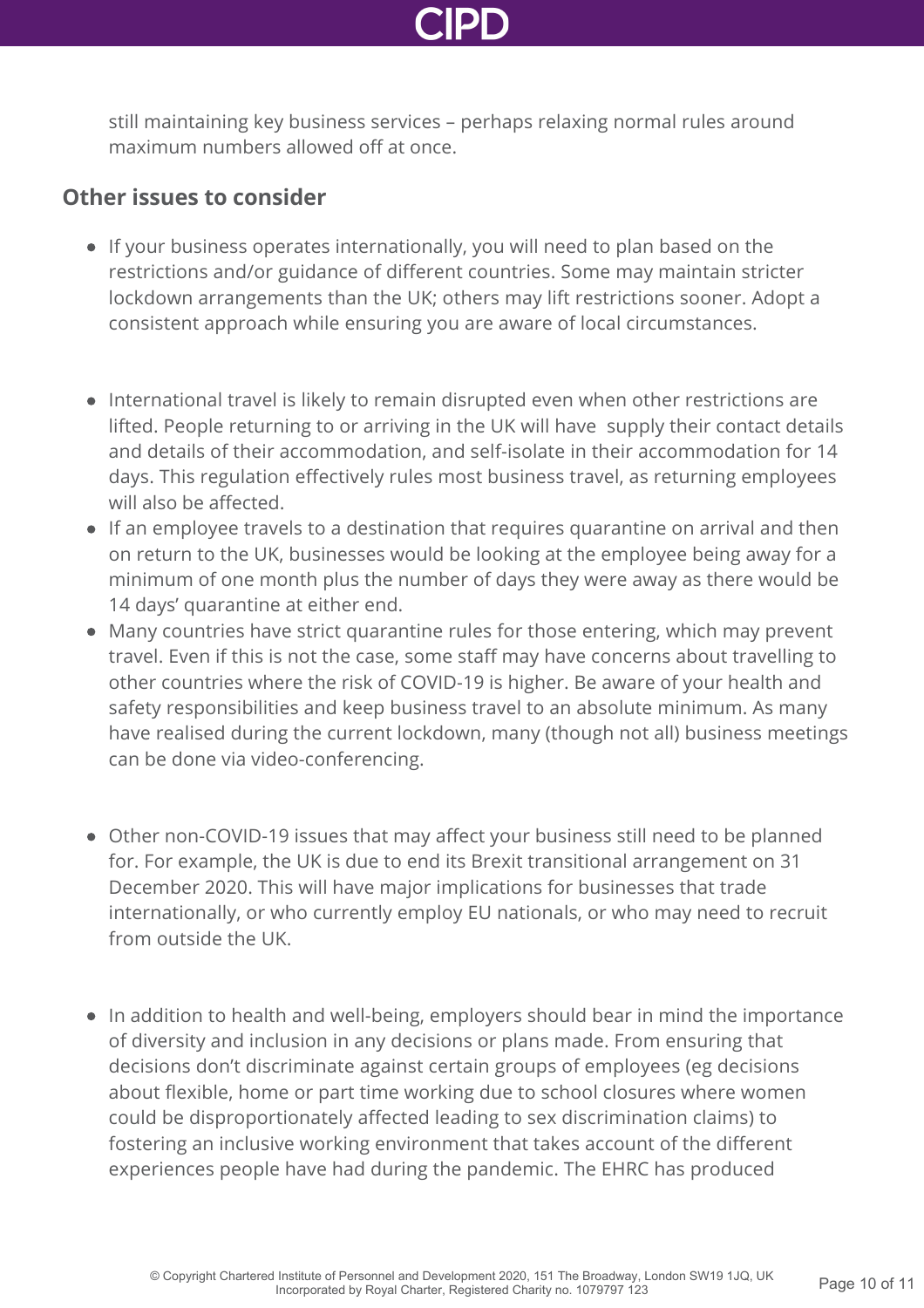still maintaining key business services – perhaps relaxing normal rules around maximum numbers allowed off at once.

## Other issues to consider

- If your business operates internationally, you will need to plan based on the restrictions and/or guidance of different countries. Some may maintain stricter lockdown arrangements than the UK; others may lift restrictions sooner. Adopt a consistent approach while ensuring you are aware of local circumstances.

- International travel is likely to remain disrupted even when other restrictions are lifted. People returning to or arriving in the UK will have  supply their contact details and details of their accommodation, and self-isolate in their accommodation for 14 days. This regulation effectively rules most business travel, as returning employees will also be affected.
- If an employee travels to a destination that requires quarantine on arrival and then on return to the UK, businesses would be looking at the employee being away for a minimum of one month plus the number of days they were away as there would be 14 days' quarantine at either end.
- Many countries have strict quarantine rules for those entering, which may prevent travel. Even if this is not the case, some staff may have concerns about travelling to other countries where the risk of COVID-19 is higher. Be aware of your health and safety responsibilities and keep business travel to an absolute minimum. As many have realised during the current lockdown, many (though not all) business meetings can be done via video-conferencing.

- Other non-COVID-19 issues that may affect your business still need to be planned for. For example, the UK is due to end its Brexit transitional arrangement on 31 December 2020. This will have major implications for businesses that trade internationally, or who currently employ EU nationals, or who may need to recruit from outside the UK.

- In addition to health and well-being, employers should bear in mind the importance of diversity and inclusion in any decisions or plans made. From ensuring that decisions don't discriminate against certain groups of employees (eg decisions about flexible, home or part time working due to school closures where women could be disproportionately affected leading to sex discrimination claims) to fostering an inclusive working environment that takes account of the different experiences people have had during the pandemic. The EHRC has produced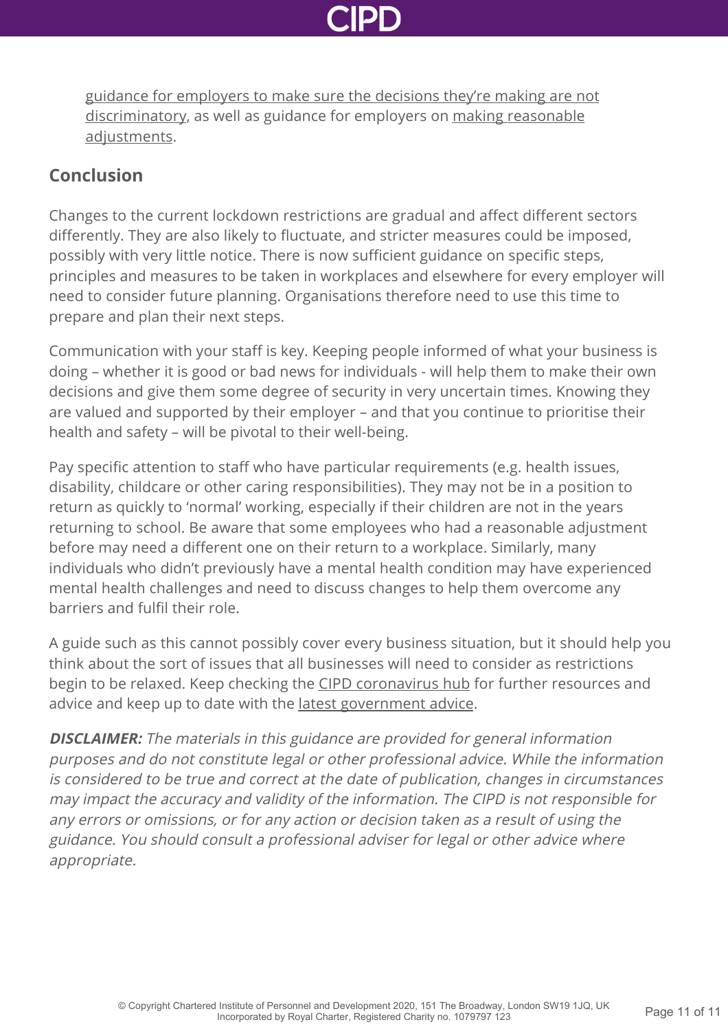guidance for employers to make sure the decisions they're making are not discriminatory, as well as guidance for employers on making reasonable adjustments.

## Conclusion

Changes to the current lockdown restrictions are gradual and affect different sectors differently. They are also likely to fluctuate, and stricter measures could be imposed, possibly with very little notice. There is now sufficient guidance on specific steps, principles and measures to be taken in workplaces and elsewhere for every employer will need to consider future planning. Organisations therefore need to use this time to prepare and plan their next steps.

Communication with your staff is key. Keeping people informed of what your business is doing – whether it is good or bad news for individuals - will help them to make their own decisions and give them some degree of security in very uncertain times. Knowing they are valued and supported by their employer – and that you continue to prioritise their health and safety – will be pivotal to their well-being.

Pay specific attention to staff who have particular requirements (e.g. health issues, disability, childcare or other caring responsibilities). They may not be in a position to return as quickly to 'normal' working, especially if their children are not in the years returning to school. Be aware that some employees who had a reasonable adjustment before may need a different one on their return to a workplace. Similarly, many individuals who didn't previously have a mental health condition may have experienced mental health challenges and need to discuss changes to help them overcome any barriers and fulfil their role.

A guide such as this cannot possibly cover every business situation, but it should help you think about the sort of issues that all businesses will need to consider as restrictions begin to be relaxed. Keep checking the CIPD coronavirus hub for further resources and advice and keep up to date with the latest government advice.

***DISCLAIMER:*** *The materials in this guidance are provided for general information purposes and do not constitute legal or other professional advice. While the information is considered to be true and correct at the date of publication, changes in circumstances may impact the accuracy and validity of the information. The CIPD is not responsible for any errors or omissions, or for any action or decision taken as a result of using the guidance. You should consult a professional adviser for legal or other advice where appropriate.*